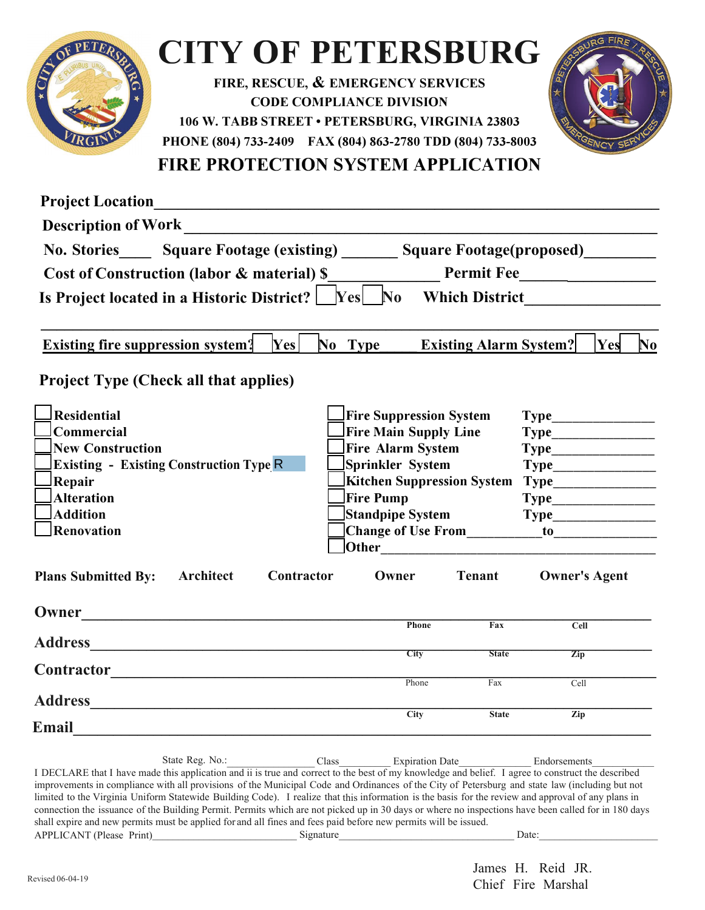# CITY OF PETERSBURG

**FIRE, RESCUE, & EMERGENCY SERVICES**
**CODE COMPLIANCE DIVISION**
**106 W. TABB STREET • PETERSBURG, VIRGINIA 23803**
**PHONE (804) 733-2409 FAX (804) 863-2780 TDD (804) 733-8003**

## FIRE PROTECTION SYSTEM APPLICATION

**Project Location**______________________________________________________________

**Description of Work**____________________________________________________________

**No. Stories**____ **Square Footage (existing)** _______ **Square Footage(proposed)**________

**Cost of Construction (labor & material) $**_____________ **Permit Fee**_________________

**Is Project located in a Historic District?** ☐ **Yes** ☐ **No** **Which District**________________

**Existing fire suppression system?** ☐ **Yes** ☐ **No** **Type**_____ **Existing Alarm System?** ☐ **Yes** ☐ **No**

### Project Type (Check all that applies)

☐ **Residential**
☐ **Commercial**
☐ **New Construction**
☐ **Existing - Existing Construction Type** R
☐ **Repair**
☐ **Alteration**
☐ **Addition**
☐ **Renovation**

☐ **Fire Suppression System** **Type**______________
☐ **Fire Main Supply Line** **Type**______________
☐ **Fire Alarm System** **Type**______________
☐ **Sprinkler System** **Type**______________
☐ **Kitchen Suppression System** **Type**______________
☐ **Fire Pump** **Type**______________
☐ **Standpipe System** **Type**______________
☐ **Change of Use From**__________**to**______________
☐ **Other**________________________________________

**Plans Submitted By:** **Architect** **Contractor** **Owner** **Tenant** **Owner's Agent**

**Owner**____________________________________________________________
Phone Fax Cell

**Address**__________________________________________________________
City State Zip

**Contractor**________________________________________________________
Phone Fax Cell

**Address**__________________________________________________________
City State Zip

**Email**____________________________________________________________

State Reg. No.:_______________ Class_________ Expiration Date_____________ Endorsements____________

I DECLARE that I have made this application and ii is true and correct to the best of my knowledge and belief. I agree to construct the described improvements in compliance with all provisions of the Municipal Code and Ordinances of the City of Petersburg and state law (including but not limited to the Virginia Uniform Statewide Building Code). I realize that this information is the basis for the review and approval of any plans in connection the issuance of the Building Permit. Permits which are not picked up in 30 days or where no inspections have been called for in 180 days shall expire and new permits must be applied for and all fines and fees paid before new permits will be issued.

APPLICANT (Please Print)_________________________ Signature________________________________ Date:_____________________

Revised 06-04-19

James H. Reid JR.
Chief Fire Marshal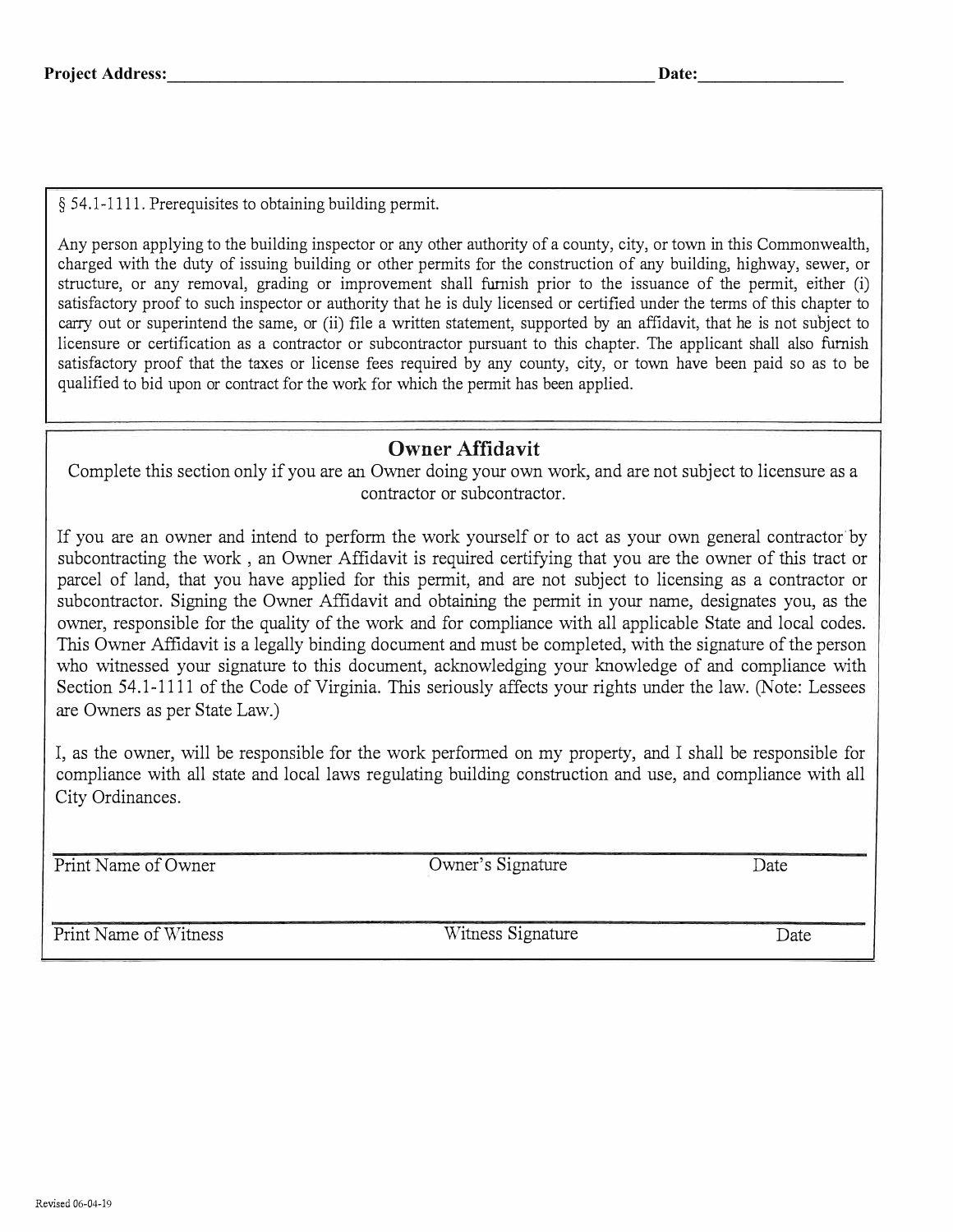**Project Address:**\_\_\_\_\_\_\_\_\_\_\_\_\_\_\_\_\_\_\_\_\_\_\_\_\_\_\_\_\_\_\_\_\_\_\_\_\_\_\_\_\_\_\_\_\_\_\_\_\_\_\_\_\_\_\_\_ **Date:**\_\_\_\_\_\_\_\_\_\_\_\_\_\_\_\_

§ 54.1-1111. Prerequisites to obtaining building permit.

Any person applying to the building inspector or any other authority of a county, city, or town in this Commonwealth, charged with the duty of issuing building or other permits for the construction of any building, highway, sewer, or structure, or any removal, grading or improvement shall furnish prior to the issuance of the permit, either (i) satisfactory proof to such inspector or authority that he is duly licensed or certified under the terms of this chapter to carry out or superintend the same, or (ii) file a written statement, supported by an affidavit, that he is not subject to licensure or certification as a contractor or subcontractor pursuant to this chapter. The applicant shall also furnish satisfactory proof that the taxes or license fees required by any county, city, or town have been paid so as to be qualified to bid upon or contract for the work for which the permit has been applied.

## Owner Affidavit

Complete this section only if you are an Owner doing your own work, and are not subject to licensure as a contractor or subcontractor.

If you are an owner and intend to perform the work yourself or to act as your own general contractor by subcontracting the work , an Owner Affidavit is required certifying that you are the owner of this tract or parcel of land, that you have applied for this permit, and are not subject to licensing as a contractor or subcontractor. Signing the Owner Affidavit and obtaining the permit in your name, designates you, as the owner, responsible for the quality of the work and for compliance with all applicable State and local codes. This Owner Affidavit is a legally binding document and must be completed, with the signature of the person who witnessed your signature to this document, acknowledging your knowledge of and compliance with Section 54.1-1111 of the Code of Virginia. This seriously affects your rights under the law. (Note: Lessees are Owners as per State Law.)

I, as the owner, will be responsible for the work performed on my property, and I shall be responsible for compliance with all state and local laws regulating building construction and use, and compliance with all City Ordinances.

\_\_\_\_\_\_\_\_\_\_\_\_\_\_\_\_\_\_\_\_\_\_\_\_\_\_\_\_\_\_\_\_\_\_\_\_\_\_\_\_\_\_\_\_\_\_\_\_\_\_\_\_\_\_\_\_\_\_\_\_\_\_\_\_\_\_\_\_\_\_

Print Name of Owner | Owner's Signature | Date

\_\_\_\_\_\_\_\_\_\_\_\_\_\_\_\_\_\_\_\_\_\_\_\_\_\_\_\_\_\_\_\_\_\_\_\_\_\_\_\_\_\_\_\_\_\_\_\_\_\_\_\_\_\_\_\_\_\_\_\_\_\_\_\_\_\_\_\_\_\_

Print Name of Witness | Witness Signature | Date

Revised 06-04-19